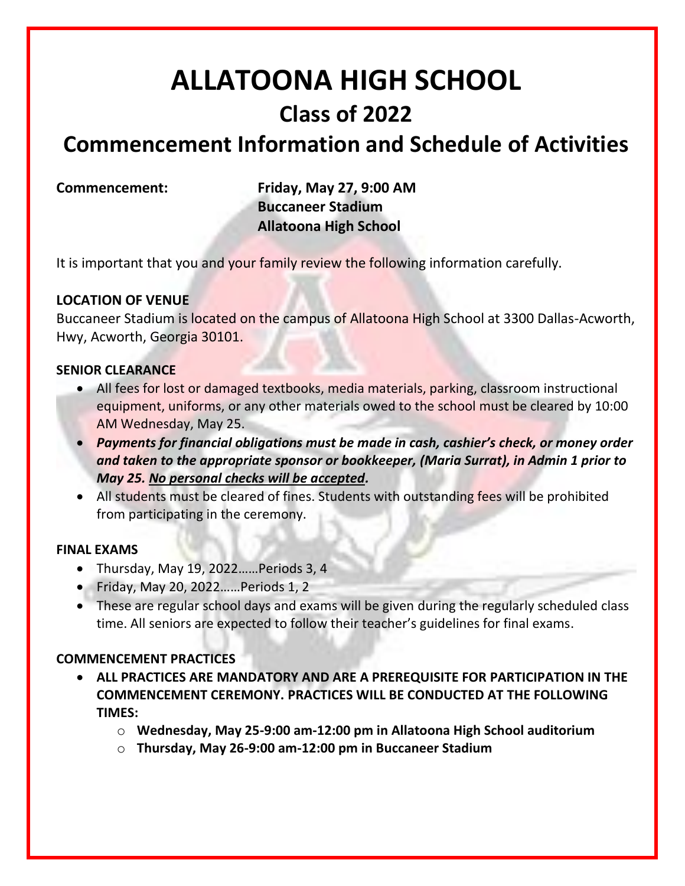# ALLATOONA HIGH SCHOOL

## Class of 2022

## Commencement Information and Schedule of Activities

**Commencement:** **Friday, May 27, 9:00 AM**
**Buccaneer Stadium**
**Allatoona High School**

It is important that you and your family review the following information carefully.

**LOCATION OF VENUE**

Buccaneer Stadium is located on the campus of Allatoona High School at 3300 Dallas-Acworth, Hwy, Acworth, Georgia 30101.

**SENIOR CLEARANCE**

- All fees for lost or damaged textbooks, media materials, parking, classroom instructional equipment, uniforms, or any other materials owed to the school must be cleared by 10:00 AM Wednesday, May 25.
- ***Payments for financial obligations must be made in cash, cashier's check, or money order and taken to the appropriate sponsor or bookkeeper, (Maria Surrat), in Admin 1 prior to May 25. <u>No personal checks will be accepted</u>.***
- All students must be cleared of fines. Students with outstanding fees will be prohibited from participating in the ceremony.

**FINAL EXAMS**

- Thursday, May 19, 2022……Periods 3, 4
- Friday, May 20, 2022……Periods 1, 2
- These are regular school days and exams will be given during the regularly scheduled class time. All seniors are expected to follow their teacher's guidelines for final exams.

**COMMENCEMENT PRACTICES**

- **ALL PRACTICES ARE MANDATORY AND ARE A PREREQUISITE FOR PARTICIPATION IN THE COMMENCEMENT CEREMONY. PRACTICES WILL BE CONDUCTED AT THE FOLLOWING TIMES:**
  - **Wednesday, May 25-9:00 am-12:00 pm in Allatoona High School auditorium**
  - **Thursday, May 26-9:00 am-12:00 pm in Buccaneer Stadium**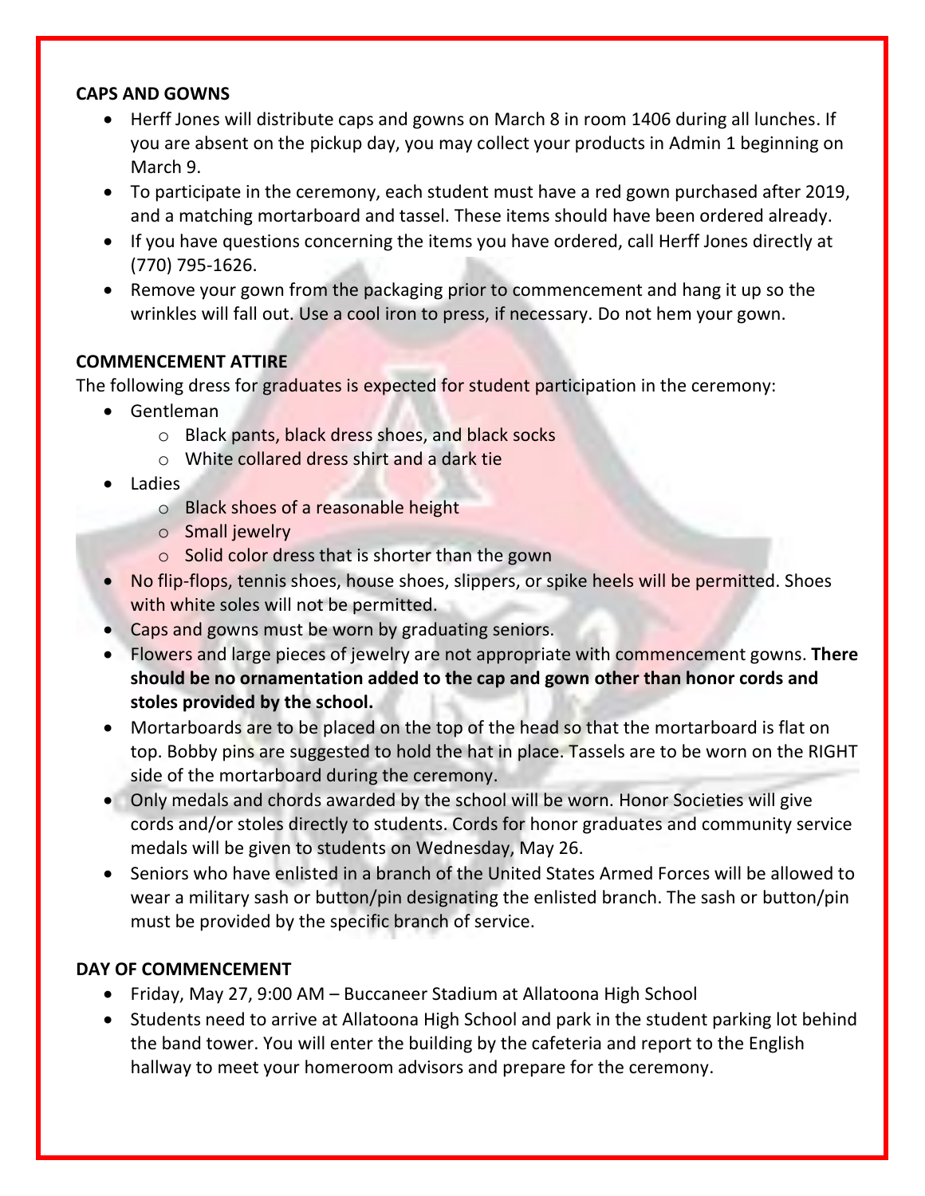**CAPS AND GOWNS**

- Herff Jones will distribute caps and gowns on March 8 in room 1406 during all lunches. If you are absent on the pickup day, you may collect your products in Admin 1 beginning on March 9.
- To participate in the ceremony, each student must have a red gown purchased after 2019, and a matching mortarboard and tassel. These items should have been ordered already.
- If you have questions concerning the items you have ordered, call Herff Jones directly at (770) 795-1626.
- Remove your gown from the packaging prior to commencement and hang it up so the wrinkles will fall out. Use a cool iron to press, if necessary. Do not hem your gown.

**COMMENCEMENT ATTIRE**

The following dress for graduates is expected for student participation in the ceremony:

- Gentleman
  - Black pants, black dress shoes, and black socks
  - White collared dress shirt and a dark tie
- Ladies
  - Black shoes of a reasonable height
  - Small jewelry
  - Solid color dress that is shorter than the gown
- No flip-flops, tennis shoes, house shoes, slippers, or spike heels will be permitted. Shoes with white soles will not be permitted.
- Caps and gowns must be worn by graduating seniors.
- Flowers and large pieces of jewelry are not appropriate with commencement gowns. **There should be no ornamentation added to the cap and gown other than honor cords and stoles provided by the school.**
- Mortarboards are to be placed on the top of the head so that the mortarboard is flat on top. Bobby pins are suggested to hold the hat in place. Tassels are to be worn on the RIGHT side of the mortarboard during the ceremony.
- Only medals and chords awarded by the school will be worn. Honor Societies will give cords and/or stoles directly to students. Cords for honor graduates and community service medals will be given to students on Wednesday, May 26.
- Seniors who have enlisted in a branch of the United States Armed Forces will be allowed to wear a military sash or button/pin designating the enlisted branch. The sash or button/pin must be provided by the specific branch of service.

**DAY OF COMMENCEMENT**

- Friday, May 27, 9:00 AM – Buccaneer Stadium at Allatoona High School
- Students need to arrive at Allatoona High School and park in the student parking lot behind the band tower. You will enter the building by the cafeteria and report to the English hallway to meet your homeroom advisors and prepare for the ceremony.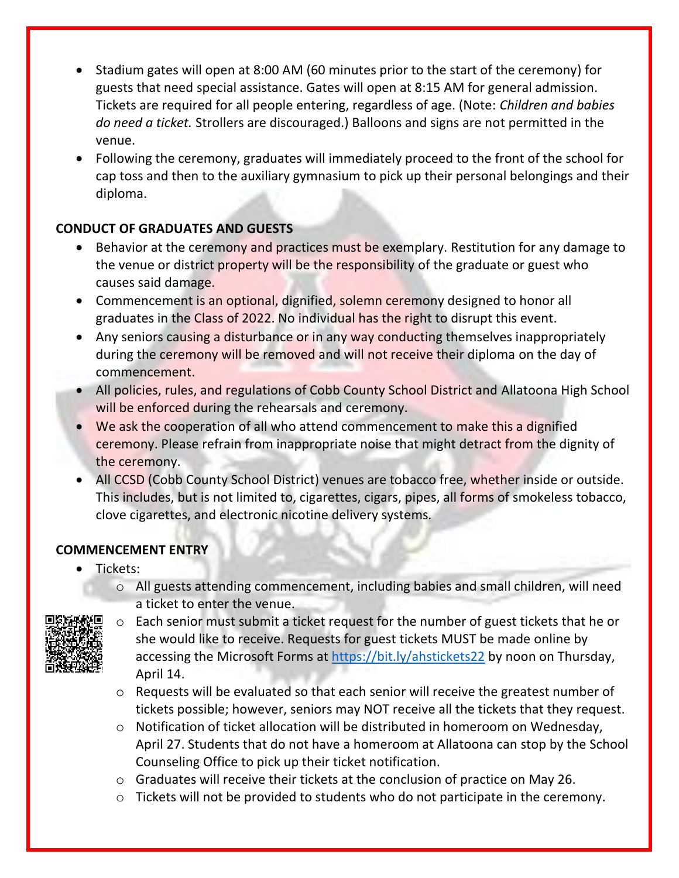- Stadium gates will open at 8:00 AM (60 minutes prior to the start of the ceremony) for guests that need special assistance. Gates will open at 8:15 AM for general admission. Tickets are required for all people entering, regardless of age. (Note: *Children and babies do need a ticket.* Strollers are discouraged.) Balloons and signs are not permitted in the venue.
- Following the ceremony, graduates will immediately proceed to the front of the school for cap toss and then to the auxiliary gymnasium to pick up their personal belongings and their diploma.

**CONDUCT OF GRADUATES AND GUESTS**

- Behavior at the ceremony and practices must be exemplary. Restitution for any damage to the venue or district property will be the responsibility of the graduate or guest who causes said damage.
- Commencement is an optional, dignified, solemn ceremony designed to honor all graduates in the Class of 2022. No individual has the right to disrupt this event.
- Any seniors causing a disturbance or in any way conducting themselves inappropriately during the ceremony will be removed and will not receive their diploma on the day of commencement.
- All policies, rules, and regulations of Cobb County School District and Allatoona High School will be enforced during the rehearsals and ceremony.
- We ask the cooperation of all who attend commencement to make this a dignified ceremony. Please refrain from inappropriate noise that might detract from the dignity of the ceremony.
- All CCSD (Cobb County School District) venues are tobacco free, whether inside or outside. This includes, but is not limited to, cigarettes, cigars, pipes, all forms of smokeless tobacco, clove cigarettes, and electronic nicotine delivery systems.

**COMMENCEMENT ENTRY**

- Tickets:
  - All guests attending commencement, including babies and small children, will need a ticket to enter the venue.
  - Each senior must submit a ticket request for the number of guest tickets that he or she would like to receive. Requests for guest tickets MUST be made online by accessing the Microsoft Forms at https://bit.ly/ahstickets22 by noon on Thursday, April 14.
  - Requests will be evaluated so that each senior will receive the greatest number of tickets possible; however, seniors may NOT receive all the tickets that they request.
  - Notification of ticket allocation will be distributed in homeroom on Wednesday, April 27. Students that do not have a homeroom at Allatoona can stop by the School Counseling Office to pick up their ticket notification.
  - Graduates will receive their tickets at the conclusion of practice on May 26.
  - Tickets will not be provided to students who do not participate in the ceremony.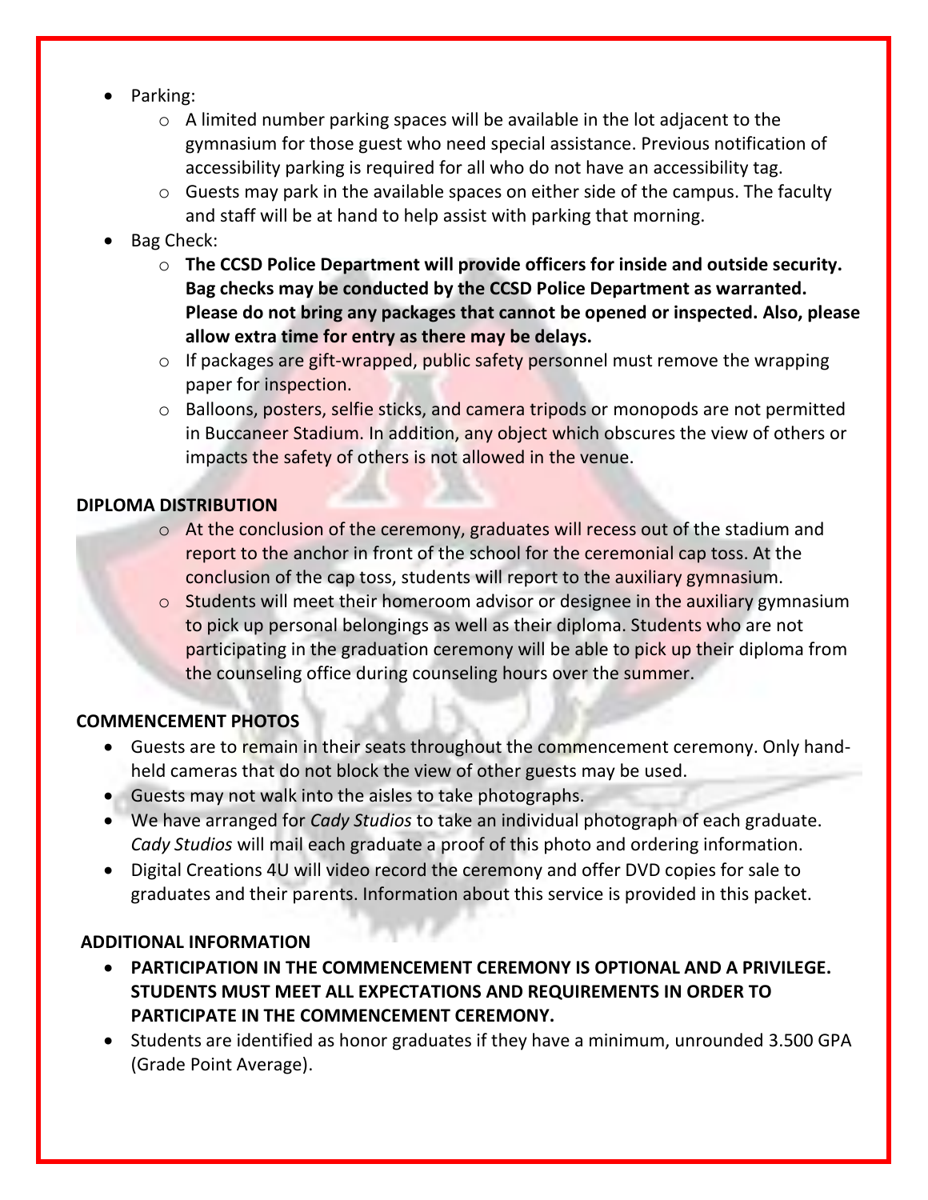- Parking:
  - A limited number parking spaces will be available in the lot adjacent to the gymnasium for those guest who need special assistance. Previous notification of accessibility parking is required for all who do not have an accessibility tag.
  - Guests may park in the available spaces on either side of the campus. The faculty and staff will be at hand to help assist with parking that morning.
- Bag Check:
  - **The CCSD Police Department will provide officers for inside and outside security. Bag checks may be conducted by the CCSD Police Department as warranted. Please do not bring any packages that cannot be opened or inspected. Also, please allow extra time for entry as there may be delays.**
  - If packages are gift-wrapped, public safety personnel must remove the wrapping paper for inspection.
  - Balloons, posters, selfie sticks, and camera tripods or monopods are not permitted in Buccaneer Stadium. In addition, any object which obscures the view of others or impacts the safety of others is not allowed in the venue.

**DIPLOMA DISTRIBUTION**

- At the conclusion of the ceremony, graduates will recess out of the stadium and report to the anchor in front of the school for the ceremonial cap toss. At the conclusion of the cap toss, students will report to the auxiliary gymnasium.
- Students will meet their homeroom advisor or designee in the auxiliary gymnasium to pick up personal belongings as well as their diploma. Students who are not participating in the graduation ceremony will be able to pick up their diploma from the counseling office during counseling hours over the summer.

**COMMENCEMENT PHOTOS**

- Guests are to remain in their seats throughout the commencement ceremony. Only hand-held cameras that do not block the view of other guests may be used.
- Guests may not walk into the aisles to take photographs.
- We have arranged for *Cady Studios* to take an individual photograph of each graduate. *Cady Studios* will mail each graduate a proof of this photo and ordering information.
- Digital Creations 4U will video record the ceremony and offer DVD copies for sale to graduates and their parents. Information about this service is provided in this packet.

**ADDITIONAL INFORMATION**

- **PARTICIPATION IN THE COMMENCEMENT CEREMONY IS OPTIONAL AND A PRIVILEGE. STUDENTS MUST MEET ALL EXPECTATIONS AND REQUIREMENTS IN ORDER TO PARTICIPATE IN THE COMMENCEMENT CEREMONY.**
- Students are identified as honor graduates if they have a minimum, unrounded 3.500 GPA (Grade Point Average).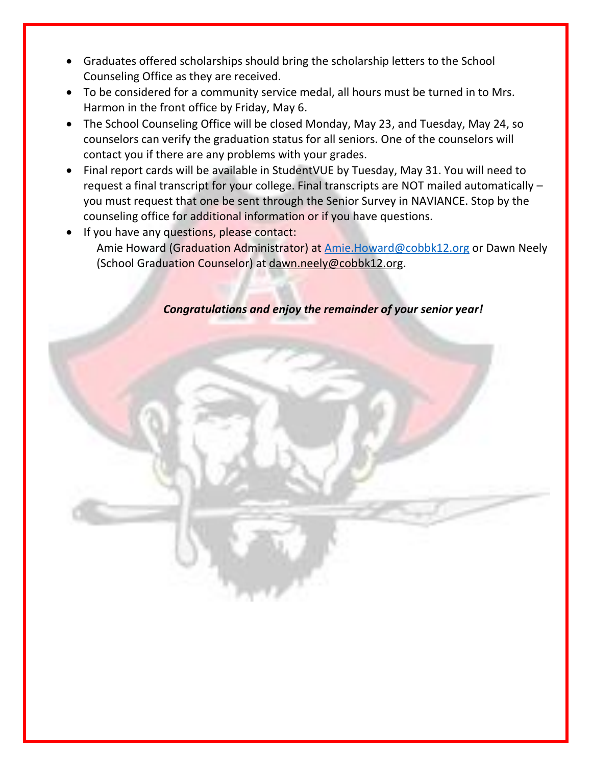- Graduates offered scholarships should bring the scholarship letters to the School Counseling Office as they are received.
- To be considered for a community service medal, all hours must be turned in to Mrs. Harmon in the front office by Friday, May 6.
- The School Counseling Office will be closed Monday, May 23, and Tuesday, May 24, so counselors can verify the graduation status for all seniors. One of the counselors will contact you if there are any problems with your grades.
- Final report cards will be available in StudentVUE by Tuesday, May 31. You will need to request a final transcript for your college. Final transcripts are NOT mailed automatically – you must request that one be sent through the Senior Survey in NAVIANCE. Stop by the counseling office for additional information or if you have questions.
- If you have any questions, please contact:
  Amie Howard (Graduation Administrator) at Amie.Howard@cobbk12.org or Dawn Neely (School Graduation Counselor) at dawn.neely@cobbk12.org.

***Congratulations and enjoy the remainder of your senior year!***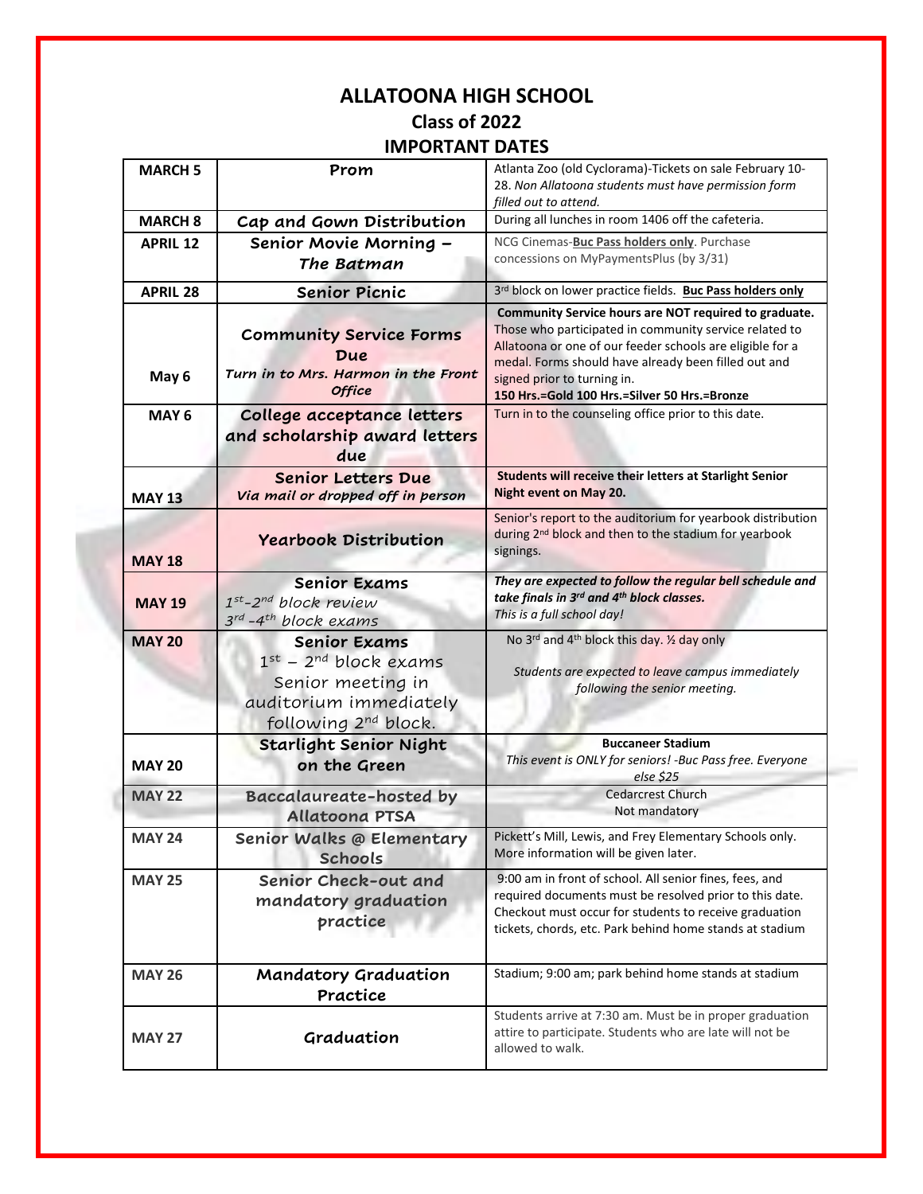# ALLATOONA HIGH SCHOOL

## Class of 2022

## IMPORTANT DATES

| | | |
|---|---|---|
| **MARCH 5** | **Prom** | Atlanta Zoo (old Cyclorama)-Tickets on sale February 10-28. *Non Allatoona students must have permission form filled out to attend.* |
| **MARCH 8** | **Cap and Gown Distribution** | During all lunches in room 1406 off the cafeteria. |
| **APRIL 12** | **Senior Movie Morning – *The Batman*** | NCG Cinemas-**Buc Pass holders only**. Purchase concessions on MyPaymentsPlus (by 3/31) |
| **APRIL 28** | **Senior Picnic** | 3rd block on lower practice fields. **Buc Pass holders only** |
| **May 6** | **Community Service Forms Due** *Turn in to Mrs. Harmon in the Front Office* | **Community Service hours are NOT required to graduate.** Those who participated in community service related to Allatoona or one of our feeder schools are eligible for a medal. Forms should have already been filled out and signed prior to turning in. **150 Hrs.=Gold 100 Hrs.=Silver 50 Hrs.=Bronze** |
| **MAY 6** | **College acceptance letters and scholarship award letters due** | Turn in to the counseling office prior to this date. |
| **MAY 13** | **Senior Letters Due** *Via mail or dropped off in person* | **Students will receive their letters at Starlight Senior Night event on May 20.** |
| **MAY 18** | **Yearbook Distribution** | Senior's report to the auditorium for yearbook distribution during 2nd block and then to the stadium for yearbook signings. |
| **MAY 19** | **Senior Exams** *1st-2nd block review* *3rd -4th block exams* | ***They are expected to follow the regular bell schedule and take finals in 3rd and 4th block classes.*** *This is a full school day!* |
| **MAY 20** | **Senior Exams** 1st – 2nd block exams Senior meeting in auditorium immediately following 2nd block. | No 3rd and 4th block this day. ½ day only *Students are expected to leave campus immediately following the senior meeting.* |
| **MAY 20** | **Starlight Senior Night on the Green** | **Buccaneer Stadium** *This event is ONLY for seniors! -Buc Pass free. Everyone else $25* |
| **MAY 22** | **Baccalaureate-hosted by Allatoona PTSA** | Cedarcrest Church Not mandatory |
| **MAY 24** | **Senior Walks @ Elementary Schools** | Pickett's Mill, Lewis, and Frey Elementary Schools only. More information will be given later. |
| **MAY 25** | **Senior Check-out and mandatory graduation practice** | 9:00 am in front of school. All senior fines, fees, and required documents must be resolved prior to this date. Checkout must occur for students to receive graduation tickets, chords, etc. Park behind home stands at stadium |
| **MAY 26** | **Mandatory Graduation Practice** | Stadium; 9:00 am; park behind home stands at stadium |
| **MAY 27** | **Graduation** | Students arrive at 7:30 am. Must be in proper graduation attire to participate. Students who are late will not be allowed to walk. |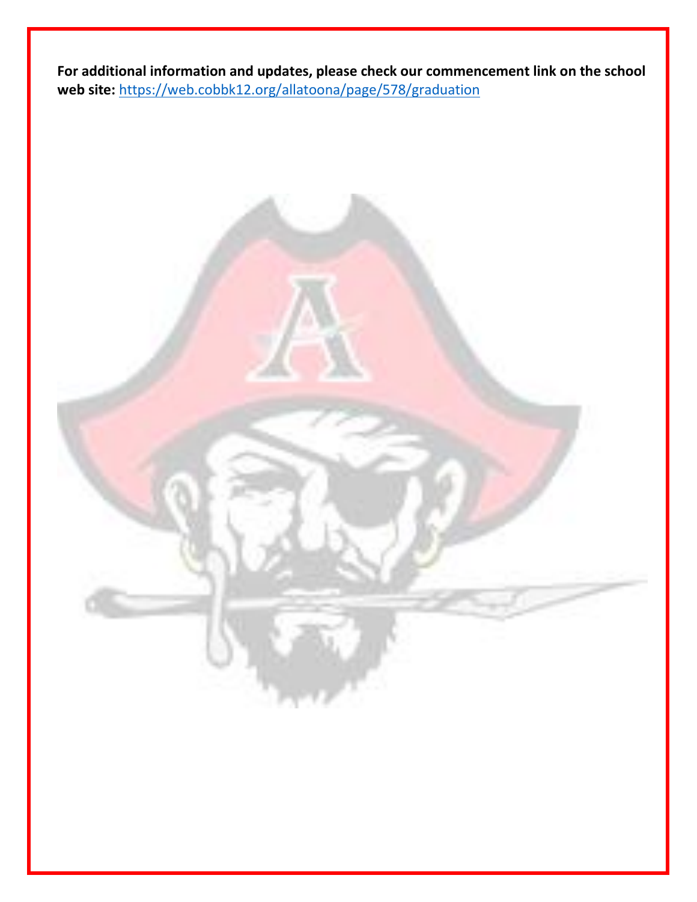**For additional information and updates, please check our commencement link on the school web site:** https://web.cobbk12.org/allatoona/page/578/graduation